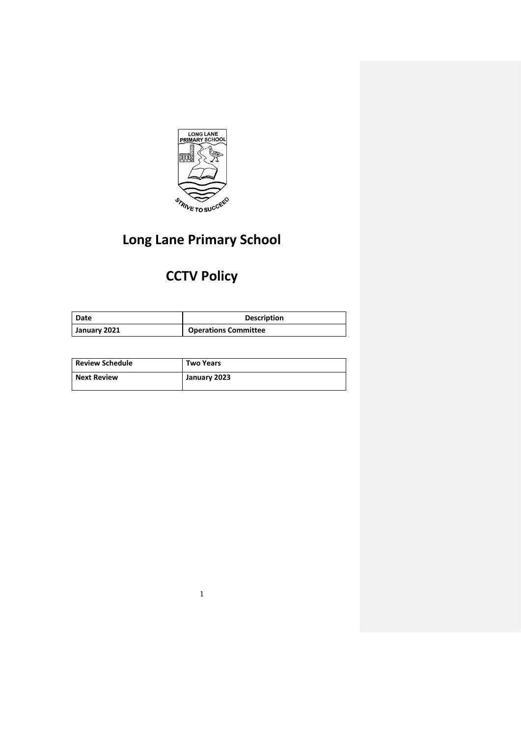# Long Lane Primary School

# CCTV Policy

| Date | Description |
| --- | --- |
| January 2021 | Operations Committee |

| | |
| --- | --- |
| Review Schedule | Two Years |
| Next Review | January 2023 |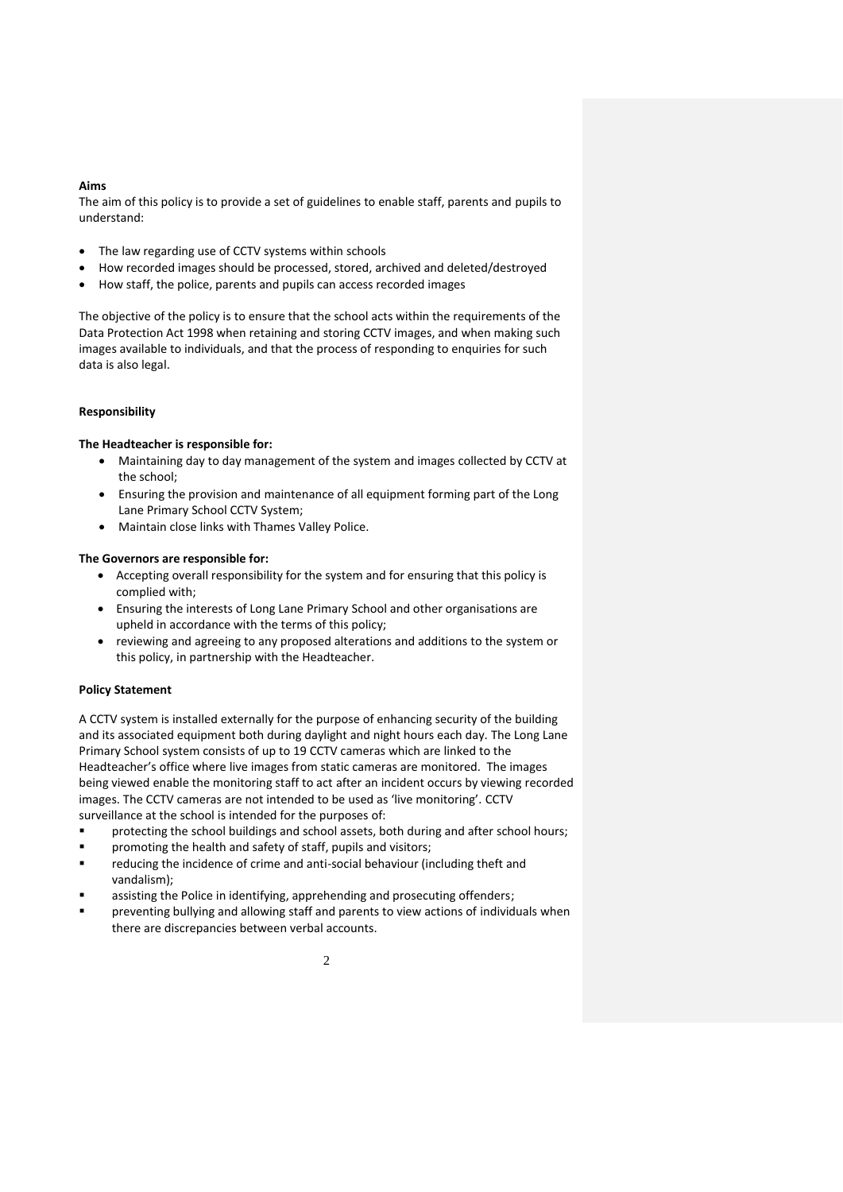**Aims**

The aim of this policy is to provide a set of guidelines to enable staff, parents and pupils to understand:

- The law regarding use of CCTV systems within schools
- How recorded images should be processed, stored, archived and deleted/destroyed
- How staff, the police, parents and pupils can access recorded images

The objective of the policy is to ensure that the school acts within the requirements of the Data Protection Act 1998 when retaining and storing CCTV images, and when making such images available to individuals, and that the process of responding to enquiries for such data is also legal.

**Responsibility**

**The Headteacher is responsible for:**

- Maintaining day to day management of the system and images collected by CCTV at the school;
- Ensuring the provision and maintenance of all equipment forming part of the Long Lane Primary School CCTV System;
- Maintain close links with Thames Valley Police.

**The Governors are responsible for:**

- Accepting overall responsibility for the system and for ensuring that this policy is complied with;
- Ensuring the interests of Long Lane Primary School and other organisations are upheld in accordance with the terms of this policy;
- reviewing and agreeing to any proposed alterations and additions to the system or this policy, in partnership with the Headteacher.

**Policy Statement**

A CCTV system is installed externally for the purpose of enhancing security of the building and its associated equipment both during daylight and night hours each day. The Long Lane Primary School system consists of up to 19 CCTV cameras which are linked to the Headteacher's office where live images from static cameras are monitored. The images being viewed enable the monitoring staff to act after an incident occurs by viewing recorded images. The CCTV cameras are not intended to be used as 'live monitoring'. CCTV surveillance at the school is intended for the purposes of:

- protecting the school buildings and school assets, both during and after school hours;
- promoting the health and safety of staff, pupils and visitors;
- reducing the incidence of crime and anti-social behaviour (including theft and vandalism);
- assisting the Police in identifying, apprehending and prosecuting offenders;
- preventing bullying and allowing staff and parents to view actions of individuals when there are discrepancies between verbal accounts.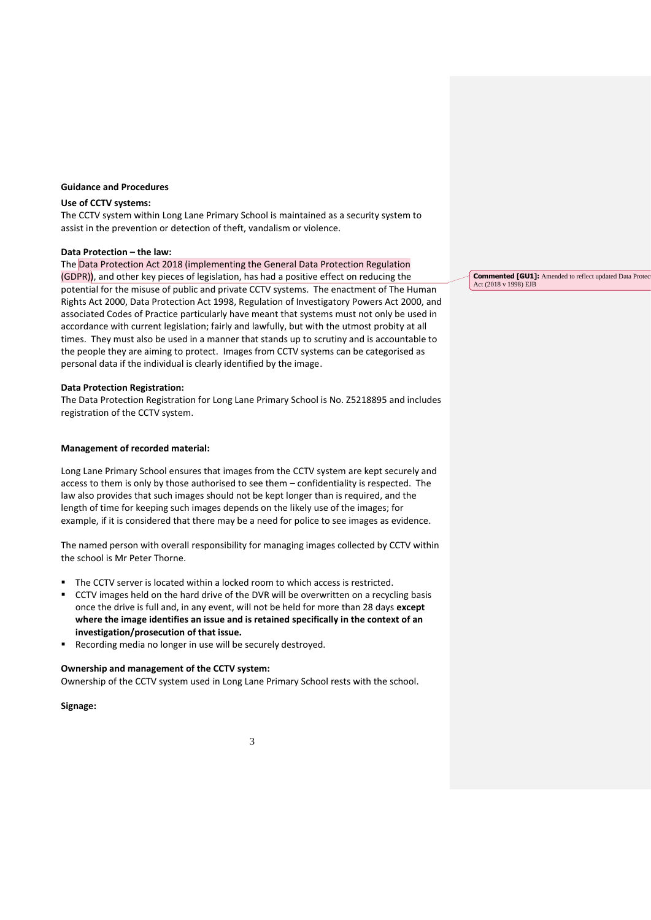**Guidance and Procedures**

**Use of CCTV systems:**
The CCTV system within Long Lane Primary School is maintained as a security system to assist in the prevention or detection of theft, vandalism or violence.

**Data Protection – the law:**
The Data Protection Act 2018 (implementing the General Data Protection Regulation (GDPR)), and other key pieces of legislation, has had a positive effect on reducing the potential for the misuse of public and private CCTV systems. The enactment of The Human Rights Act 2000, Data Protection Act 1998, Regulation of Investigatory Powers Act 2000, and associated Codes of Practice particularly have meant that systems must not only be used in accordance with current legislation; fairly and lawfully, but with the utmost probity at all times. They must also be used in a manner that stands up to scrutiny and is accountable to the people they are aiming to protect. Images from CCTV systems can be categorised as personal data if the individual is clearly identified by the image.

**Commented [GU1]:** Amended to reflect updated Data Protect Act (2018 v 1998) EJB

**Data Protection Registration:**
The Data Protection Registration for Long Lane Primary School is No. Z5218895 and includes registration of the CCTV system.

**Management of recorded material:**

Long Lane Primary School ensures that images from the CCTV system are kept securely and access to them is only by those authorised to see them – confidentiality is respected. The law also provides that such images should not be kept longer than is required, and the length of time for keeping such images depends on the likely use of the images; for example, if it is considered that there may be a need for police to see images as evidence.

The named person with overall responsibility for managing images collected by CCTV within the school is Mr Peter Thorne.

- The CCTV server is located within a locked room to which access is restricted.
- CCTV images held on the hard drive of the DVR will be overwritten on a recycling basis once the drive is full and, in any event, will not be held for more than 28 days **except where the image identifies an issue and is retained specifically in the context of an investigation/prosecution of that issue.**
- Recording media no longer in use will be securely destroyed.

**Ownership and management of the CCTV system:**
Ownership of the CCTV system used in Long Lane Primary School rests with the school.

**Signage:**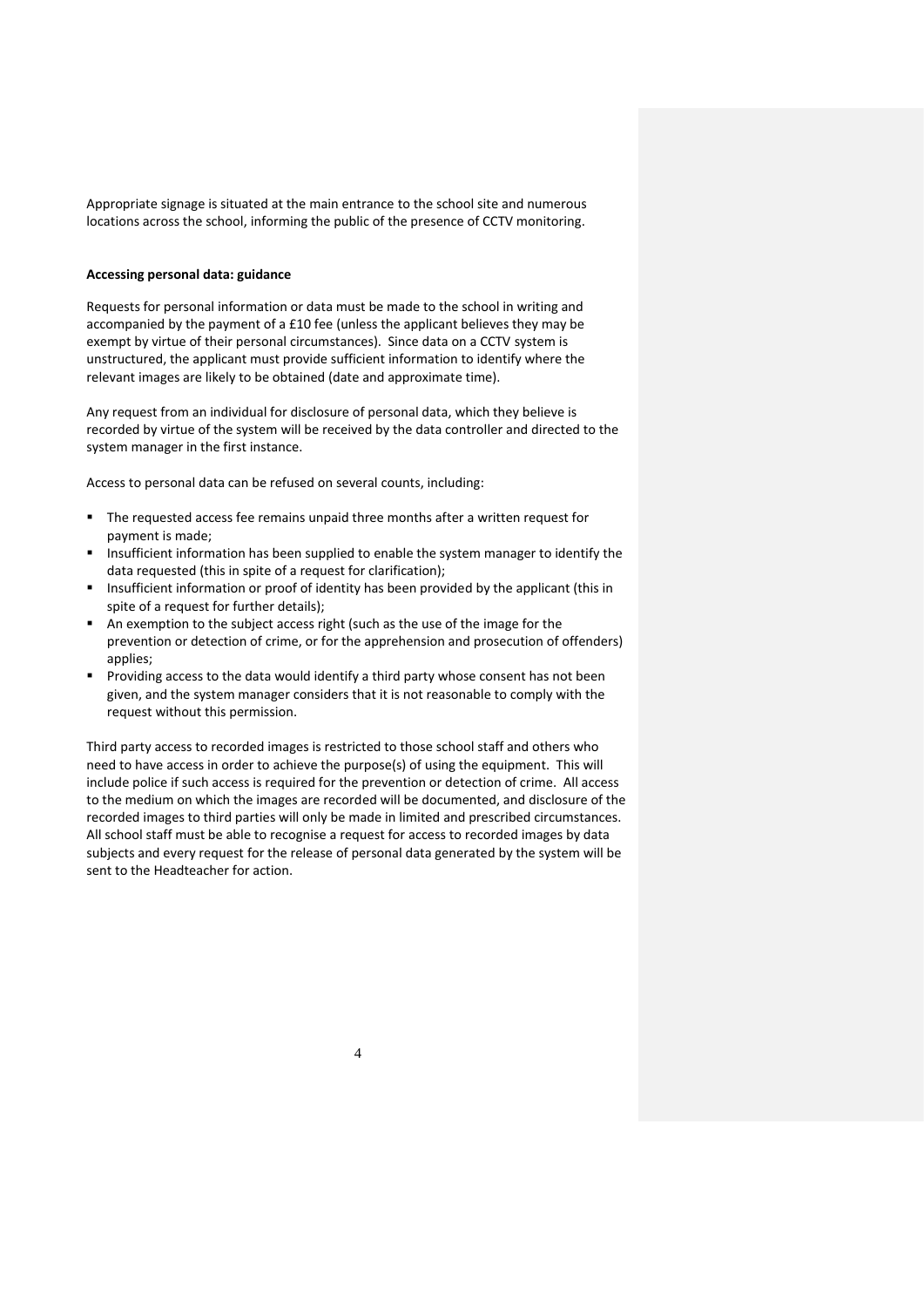Appropriate signage is situated at the main entrance to the school site and numerous locations across the school, informing the public of the presence of CCTV monitoring.

**Accessing personal data: guidance**

Requests for personal information or data must be made to the school in writing and accompanied by the payment of a £10 fee (unless the applicant believes they may be exempt by virtue of their personal circumstances). Since data on a CCTV system is unstructured, the applicant must provide sufficient information to identify where the relevant images are likely to be obtained (date and approximate time).

Any request from an individual for disclosure of personal data, which they believe is recorded by virtue of the system will be received by the data controller and directed to the system manager in the first instance.

Access to personal data can be refused on several counts, including:

- The requested access fee remains unpaid three months after a written request for payment is made;
- Insufficient information has been supplied to enable the system manager to identify the data requested (this in spite of a request for clarification);
- Insufficient information or proof of identity has been provided by the applicant (this in spite of a request for further details);
- An exemption to the subject access right (such as the use of the image for the prevention or detection of crime, or for the apprehension and prosecution of offenders) applies;
- Providing access to the data would identify a third party whose consent has not been given, and the system manager considers that it is not reasonable to comply with the request without this permission.

Third party access to recorded images is restricted to those school staff and others who need to have access in order to achieve the purpose(s) of using the equipment. This will include police if such access is required for the prevention or detection of crime. All access to the medium on which the images are recorded will be documented, and disclosure of the recorded images to third parties will only be made in limited and prescribed circumstances. All school staff must be able to recognise a request for access to recorded images by data subjects and every request for the release of personal data generated by the system will be sent to the Headteacher for action.